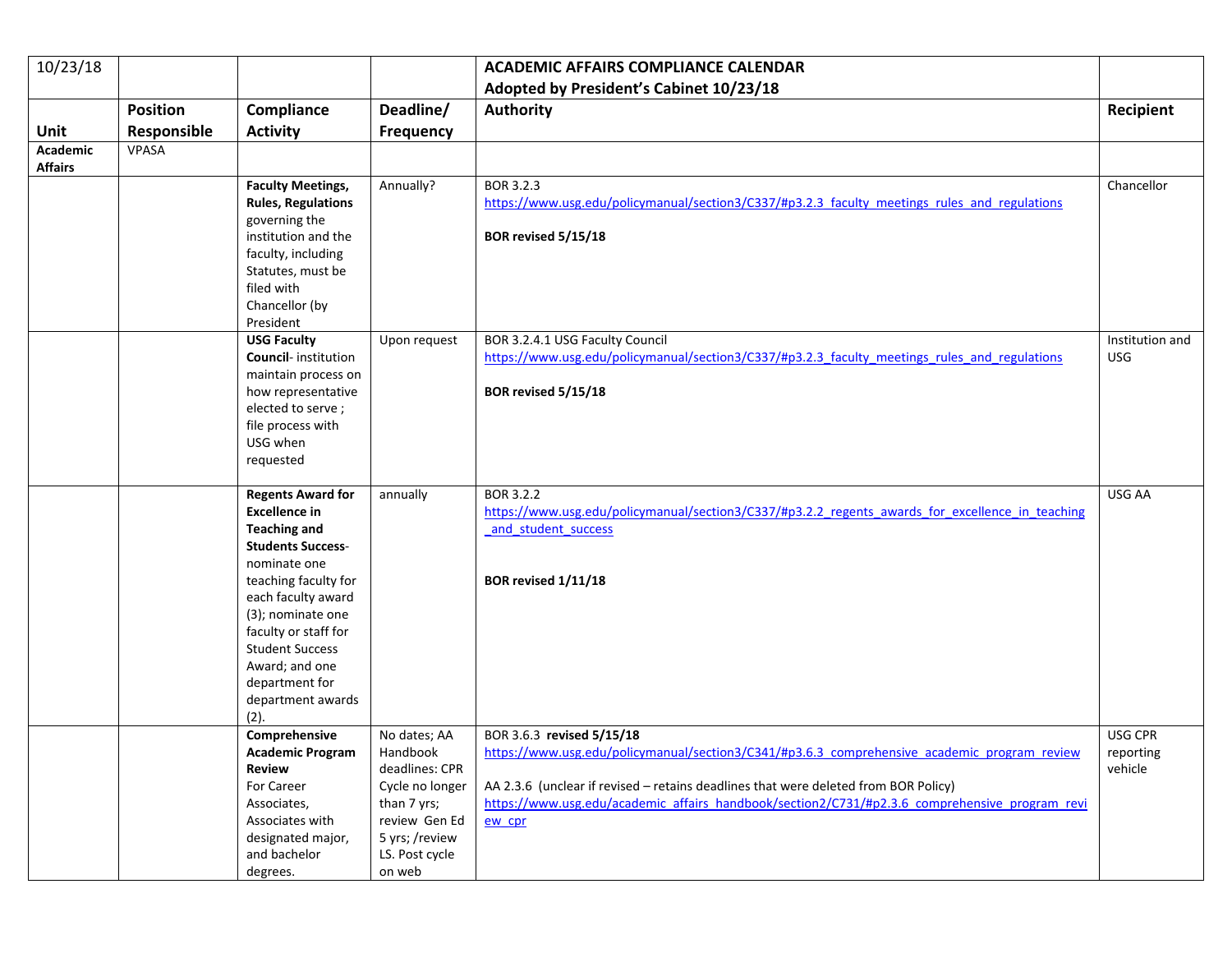| 10/23/18 | | | | **ACADEMIC AFFAIRS COMPLIANCE CALENDAR**<br>**Adopted by President's Cabinet 10/23/18** | |
|---|---|---|---|---|---|
| **Unit** | **Position Responsible** | **Compliance Activity** | **Deadline/ Frequency** | **Authority** | **Recipient** |
| **Academic Affairs** | VPASA | | | | |
| | | **Faculty Meetings, Rules, Regulations** governing the institution and the faculty, including Statutes, must be filed with Chancellor (by President | Annually? | BOR 3.2.3<br>https://www.usg.edu/policymanual/section3/C337/#p3.2.3_faculty_meetings_rules_and_regulations<br><br>**BOR revised 5/15/18** | Chancellor |
| | | **USG Faculty Council**- institution maintain process on how representative elected to serve ; file process with USG when requested | Upon request | BOR 3.2.4.1 USG Faculty Council<br>https://www.usg.edu/policymanual/section3/C337/#p3.2.3_faculty_meetings_rules_and_regulations<br><br>**BOR revised 5/15/18** | Institution and USG |
| | | **Regents Award for Excellence in Teaching and Students Success**- nominate one teaching faculty for each faculty award (3); nominate one faculty or staff for Student Success Award; and one department for department awards (2). | annually | BOR 3.2.2<br>https://www.usg.edu/policymanual/section3/C337/#p3.2.2_regents_awards_for_excellence_in_teaching_and_student_success<br><br>**BOR revised 1/11/18** | USG AA |
| | | **Comprehensive Academic Program Review** For Career Associates, Associates with designated major, and bachelor degrees. | No dates; AA Handbook deadlines: CPR Cycle no longer than 7 yrs; review Gen Ed 5 yrs; /review LS. Post cycle on web | BOR 3.6.3 **revised 5/15/18**<br>https://www.usg.edu/policymanual/section3/C341/#p3.6.3_comprehensive_academic_program_review<br><br>AA 2.3.6 (unclear if revised – retains deadlines that were deleted from BOR Policy)<br>https://www.usg.edu/academic_affairs_handbook/section2/C731/#p2.3.6_comprehensive_program_review_cpr | USG CPR reporting vehicle |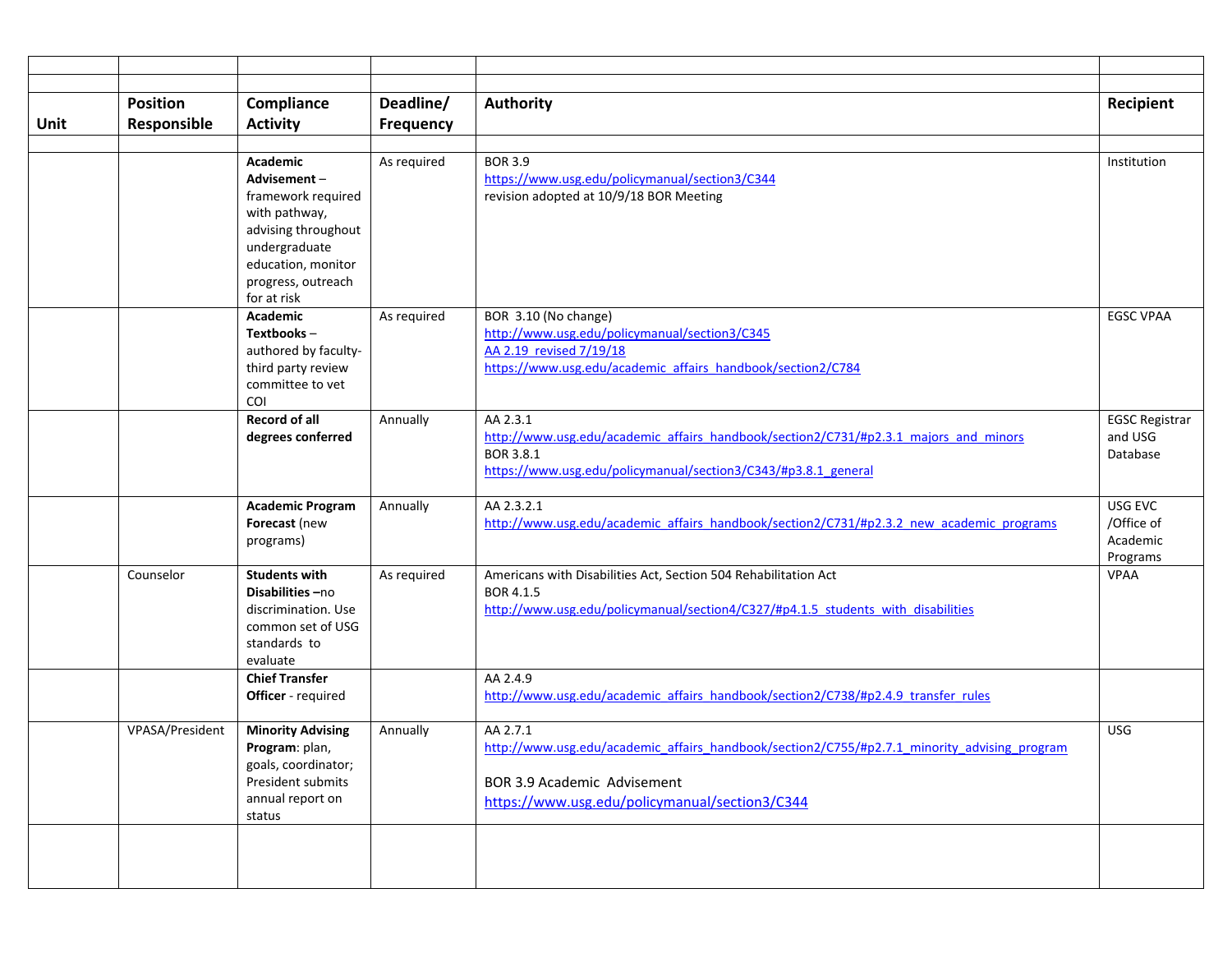| Unit | Position Responsible | Compliance Activity | Deadline/ Frequency | Authority | Recipient |
|---|---|---|---|---|---|
| | | | | | |
| | | **Academic Advisement** – framework required with pathway, advising throughout undergraduate education, monitor progress, outreach for at risk | As required | BOR 3.9<br>https://www.usg.edu/policymanual/section3/C344<br>revision adopted at 10/9/18 BOR Meeting | Institution |
| | | **Academic Textbooks** – authored by faculty-third party review committee to vet COI | As required | BOR 3.10 (No change)<br>http://www.usg.edu/policymanual/section3/C345<br>AA 2.19 revised 7/19/18<br>https://www.usg.edu/academic_affairs_handbook/section2/C784 | EGSC VPAA |
| | | **Record of all degrees conferred** | Annually | AA 2.3.1<br>http://www.usg.edu/academic_affairs_handbook/section2/C731/#p2.3.1_majors_and_minors<br>BOR 3.8.1<br>https://www.usg.edu/policymanual/section3/C343/#p3.8.1_general | EGSC Registrar and USG Database |
| | | **Academic Program Forecast** (new programs) | Annually | AA 2.3.2.1<br>http://www.usg.edu/academic_affairs_handbook/section2/C731/#p2.3.2_new_academic_programs | USG EVC /Office of Academic Programs |
| | Counselor | **Students with Disabilities** –no discrimination. Use common set of USG standards to evaluate | As required | Americans with Disabilities Act, Section 504 Rehabilitation Act<br>BOR 4.1.5<br>http://www.usg.edu/policymanual/section4/C327/#p4.1.5_students_with_disabilities | VPAA |
| | | **Chief Transfer Officer** - required | | AA 2.4.9<br>http://www.usg.edu/academic_affairs_handbook/section2/C738/#p2.4.9_transfer_rules | |
| | VPASA/President | **Minority Advising Program**: plan, goals, coordinator; President submits annual report on status | Annually | AA 2.7.1<br>http://www.usg.edu/academic_affairs_handbook/section2/C755/#p2.7.1_minority_advising_program<br><br>BOR 3.9 Academic Advisement<br>https://www.usg.edu/policymanual/section3/C344 | USG |
| | | | | | |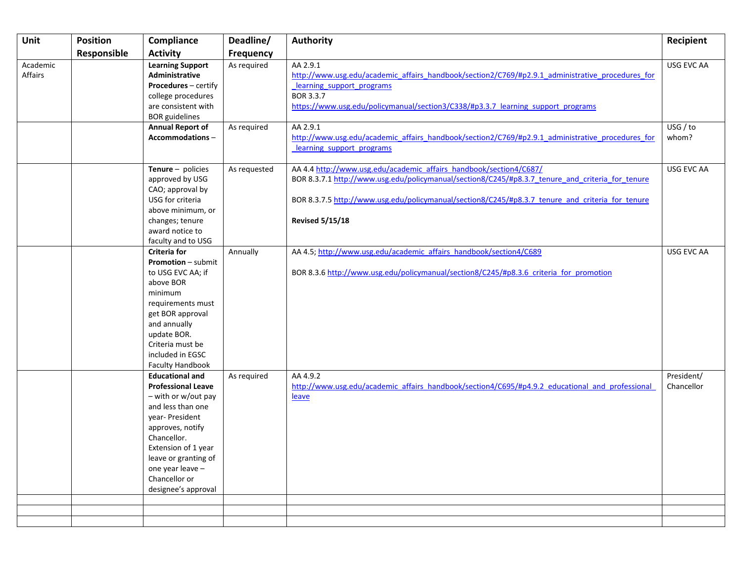| Unit | Position Responsible | Compliance Activity | Deadline/ Frequency | Authority | Recipient |
|---|---|---|---|---|---|
| Academic Affairs | | **Learning Support Administrative Procedures** – certify college procedures are consistent with BOR guidelines | As required | AA 2.9.1 http://www.usg.edu/academic_affairs_handbook/section2/C769/#p2.9.1_administrative_procedures_for_learning_support_programs BOR 3.3.7 https://www.usg.edu/policymanual/section3/C338/#p3.3.7_learning_support_programs | USG EVC AA |
| | | **Annual Report of Accommodations** – | As required | AA 2.9.1 http://www.usg.edu/academic_affairs_handbook/section2/C769/#p2.9.1_administrative_procedures_for_learning_support_programs | USG / to whom? |
| | | **Tenure** – policies approved by USG CAO; approval by USG for criteria above minimum, or changes; tenure award notice to faculty and to USG | As requested | AA 4.4 http://www.usg.edu/academic_affairs_handbook/section4/C687/ BOR 8.3.7.1 http://www.usg.edu/policymanual/section8/C245/#p8.3.7_tenure_and_criteria_for_tenure BOR 8.3.7.5 http://www.usg.edu/policymanual/section8/C245/#p8.3.7_tenure_and_criteria_for_tenure **Revised 5/15/18** | USG EVC AA |
| | | **Criteria for Promotion** – submit to USG EVC AA; if above BOR minimum requirements must get BOR approval and annually update BOR. Criteria must be included in EGSC Faculty Handbook | Annually | AA 4.5; http://www.usg.edu/academic_affairs_handbook/section4/C689 BOR 8.3.6 http://www.usg.edu/policymanual/section8/C245/#p8.3.6_criteria_for_promotion | USG EVC AA |
| | | **Educational and Professional Leave** – with or w/out pay and less than one year- President approves, notify Chancellor. Extension of 1 year leave or granting of one year leave – Chancellor or designee's approval | As required | AA 4.9.2 http://www.usg.edu/academic_affairs_handbook/section4/C695/#p4.9.2_educational_and_professional_leave | President/ Chancellor |
| | | | | | |
| | | | | | |
| | | | | | |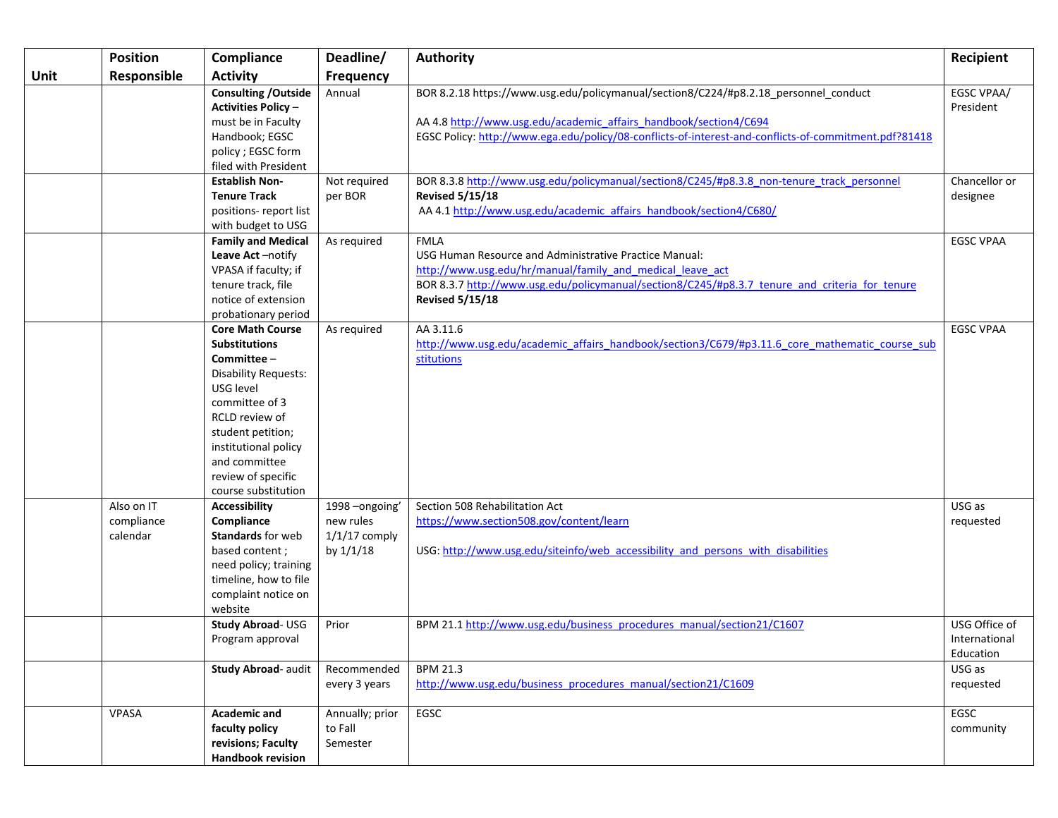| Unit | Position Responsible | Compliance Activity | Deadline/ Frequency | Authority | Recipient |
|---|---|---|---|---|---|
| | | **Consulting /Outside Activities Policy** – must be in Faculty Handbook; EGSC policy ; EGSC form filed with President | Annual | BOR 8.2.18 https://www.usg.edu/policymanual/section8/C224/#p8.2.18_personnel_conduct<br><br>AA 4.8 http://www.usg.edu/academic_affairs_handbook/section4/C694<br>EGSC Policy: http://www.ega.edu/policy/08-conflicts-of-interest-and-conflicts-of-commitment.pdf?81418 | EGSC VPAA/ President |
| | | **Establish Non-Tenure Track** positions- report list with budget to USG | Not required per BOR | BOR 8.3.8 http://www.usg.edu/policymanual/section8/C245/#p8.3.8_non-tenure_track_personnel<br>**Revised 5/15/18**<br>AA 4.1 http://www.usg.edu/academic_affairs_handbook/section4/C680/ | Chancellor or designee |
| | | **Family and Medical Leave Act** –notify VPASA if faculty; if tenure track, file notice of extension probationary period | As required | FMLA<br>USG Human Resource and Administrative Practice Manual:<br>http://www.usg.edu/hr/manual/family_and_medical_leave_act<br>BOR 8.3.7 http://www.usg.edu/policymanual/section8/C245/#p8.3.7_tenure_and_criteria_for_tenure<br>**Revised 5/15/18** | EGSC VPAA |
| | | **Core Math Course Substitutions Committee** – Disability Requests: USG level committee of 3 RCLD review of student petition; institutional policy and committee review of specific course substitution | As required | AA 3.11.6<br>http://www.usg.edu/academic_affairs_handbook/section3/C679/#p3.11.6_core_mathematic_course_substitutions | EGSC VPAA |
| | Also on IT compliance calendar | **Accessibility Compliance Standards** for web based content ; need policy; training timeline, how to file complaint notice on website | 1998 –ongoing' new rules 1/1/17 comply by 1/1/18 | Section 508 Rehabilitation Act<br>https://www.section508.gov/content/learn<br><br>USG: http://www.usg.edu/siteinfo/web_accessibility_and_persons_with_disabilities | USG as requested |
| | | **Study Abroad**- USG Program approval | Prior | BPM 21.1 http://www.usg.edu/business_procedures_manual/section21/C1607 | USG Office of International Education |
| | | **Study Abroad**- audit | Recommended every 3 years | BPM 21.3<br>http://www.usg.edu/business_procedures_manual/section21/C1609 | USG as requested |
| | VPASA | **Academic and faculty policy revisions; Faculty Handbook revision** | Annually; prior to Fall Semester | EGSC | EGSC community |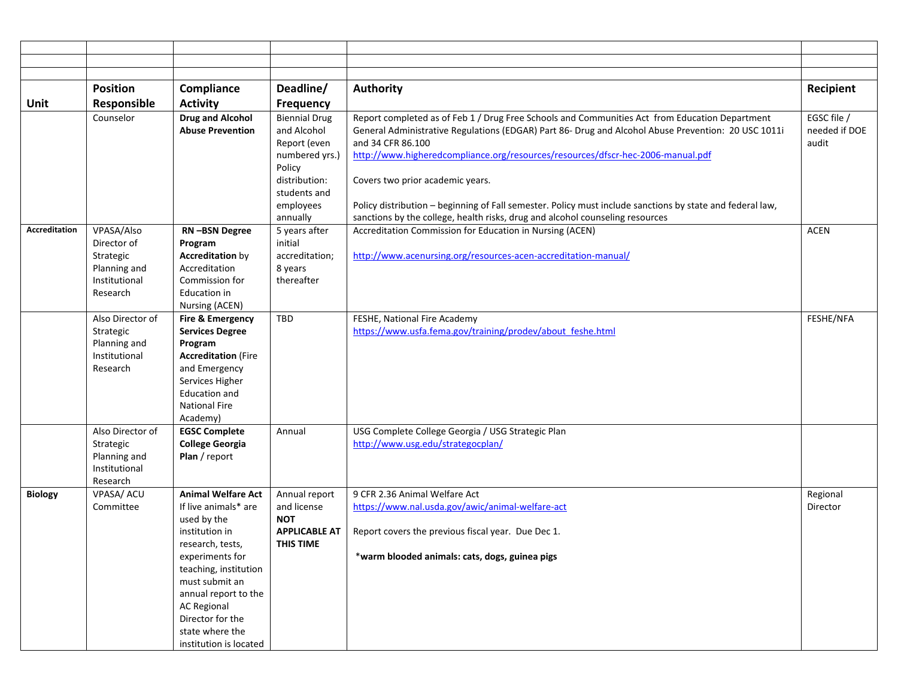| Unit | Position Responsible | Compliance Activity | Deadline/ Frequency | Authority | Recipient |
|---|---|---|---|---|---|
| | | | | | |
| | | | | | |
| | | | | | |
| | Counselor | **Drug and Alcohol Abuse Prevention** | Biennial Drug and Alcohol Report (even numbered yrs.) Policy distribution: students and employees annually | Report completed as of Feb 1 / Drug Free Schools and Communities Act from Education Department General Administrative Regulations (EDGAR) Part 86- Drug and Alcohol Abuse Prevention: 20 USC 1011i and 34 CFR 86.100 http://www.higheredcompliance.org/resources/resources/dfscr-hec-2006-manual.pdf<br><br>Covers two prior academic years.<br><br>Policy distribution – beginning of Fall semester. Policy must include sanctions by state and federal law, sanctions by the college, health risks, drug and alcohol counseling resources | EGSC file / needed if DOE audit |
| **Accreditation** | VPASA/Also Director of Strategic Planning and Institutional Research | **RN –BSN Degree Program Accreditation** by Accreditation Commission for Education in Nursing (ACEN) | 5 years after initial accreditation; 8 years thereafter | Accreditation Commission for Education in Nursing (ACEN)<br><br>http://www.acenursing.org/resources-acen-accreditation-manual/ | ACEN |
| | Also Director of Strategic Planning and Institutional Research | **Fire & Emergency Services Degree Program Accreditation** (Fire and Emergency Services Higher Education and National Fire Academy) | TBD | FESHE, National Fire Academy https://www.usfa.fema.gov/training/prodev/about_feshe.html | FESHE/NFA |
| | Also Director of Strategic Planning and Institutional Research | **EGSC Complete College Georgia Plan** / report | Annual | USG Complete College Georgia / USG Strategic Plan http://www.usg.edu/strategocplan/ | |
| **Biology** | VPASA/ ACU Committee | **Animal Welfare Act** If live animals* are used by the institution in research, tests, experiments for teaching, institution must submit an annual report to the AC Regional Director for the state where the institution is located | Annual report and license **NOT APPLICABLE AT THIS TIME** | 9 CFR 2.36 Animal Welfare Act https://www.nal.usda.gov/awic/animal-welfare-act<br><br>Report covers the previous fiscal year. Due Dec 1.<br><br>***warm blooded animals: cats, dogs, guinea pigs** | Regional Director |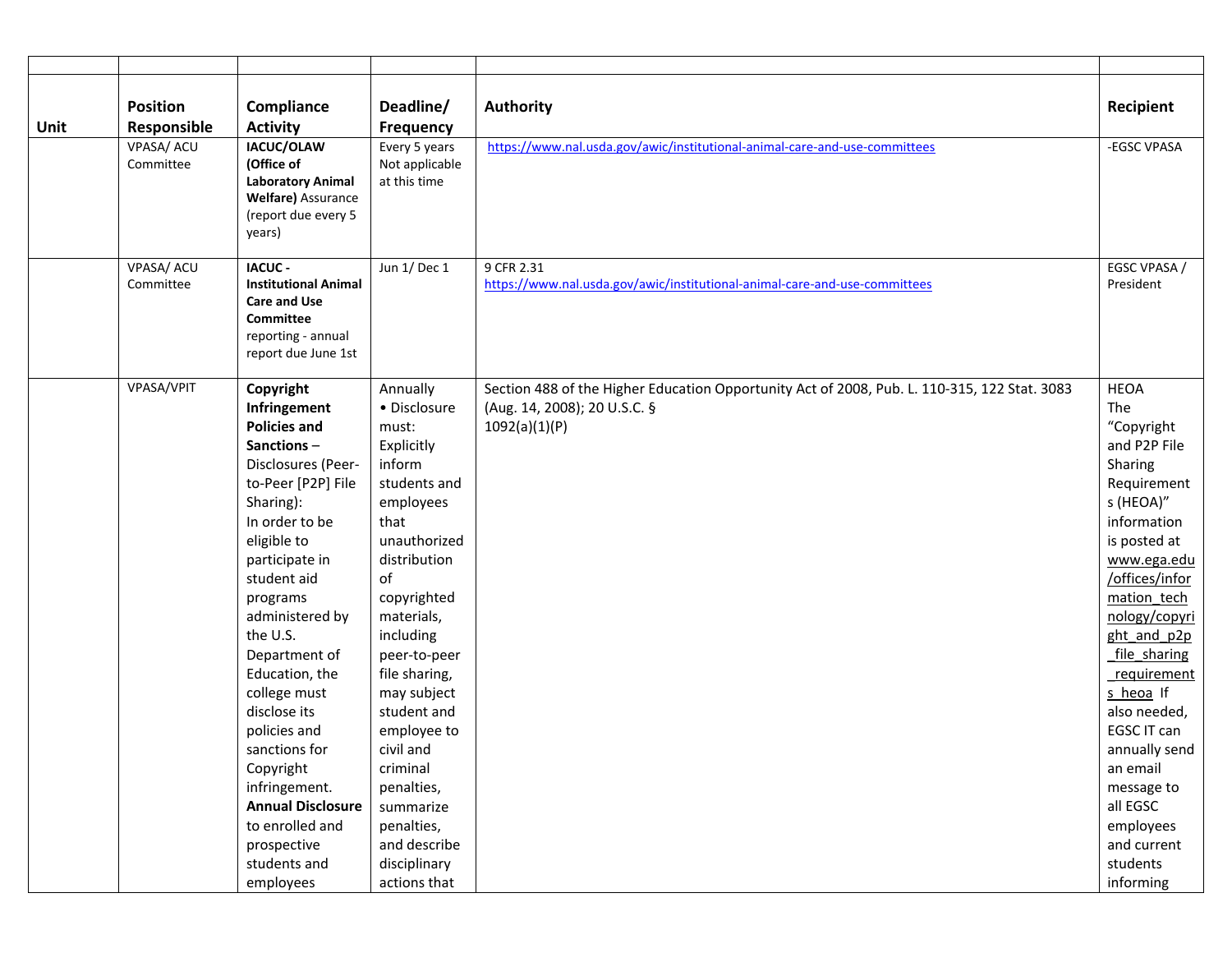| | | | | | |
|---|---|---|---|---|---|
| **Unit** | **Position Responsible** | **Compliance Activity** | **Deadline/ Frequency** | **Authority** | **Recipient** |
| | VPASA/ ACU Committee | **IACUC/OLAW (Office of Laboratory Animal Welfare)** Assurance (report due every 5 years) | Every 5 years Not applicable at this time | https://www.nal.usda.gov/awic/institutional-animal-care-and-use-committees | -EGSC VPASA |
| | VPASA/ ACU Committee | **IACUC - Institutional Animal Care and Use Committee** reporting - annual report due June 1st | Jun 1/ Dec 1 | 9 CFR 2.31 https://www.nal.usda.gov/awic/institutional-animal-care-and-use-committees | EGSC VPASA / President |
| | VPASA/VPIT | **Copyright Infringement Policies and Sanctions** – Disclosures (Peer-to-Peer [P2P] File Sharing): In order to be eligible to participate in student aid programs administered by the U.S. Department of Education, the college must disclose its policies and sanctions for Copyright infringement. **Annual Disclosure** to enrolled and prospective students and employees | Annually • Disclosure must: Explicitly inform students and employees that unauthorized distribution of copyrighted materials, including peer-to-peer file sharing, may subject student and employee to civil and criminal penalties, summarize penalties, and describe disciplinary actions that | Section 488 of the Higher Education Opportunity Act of 2008, Pub. L. 110-315, 122 Stat. 3083 (Aug. 14, 2008); 20 U.S.C. § 1092(a)(1)(P) | HEOA The "Copyright and P2P File Sharing Requirements (HEOA)" information is posted at www.ega.edu/offices/information_technology/copyright_and_p2p_file_sharing_requirements_heoa If also needed, EGSC IT can annually send an email message to all EGSC employees and current students informing |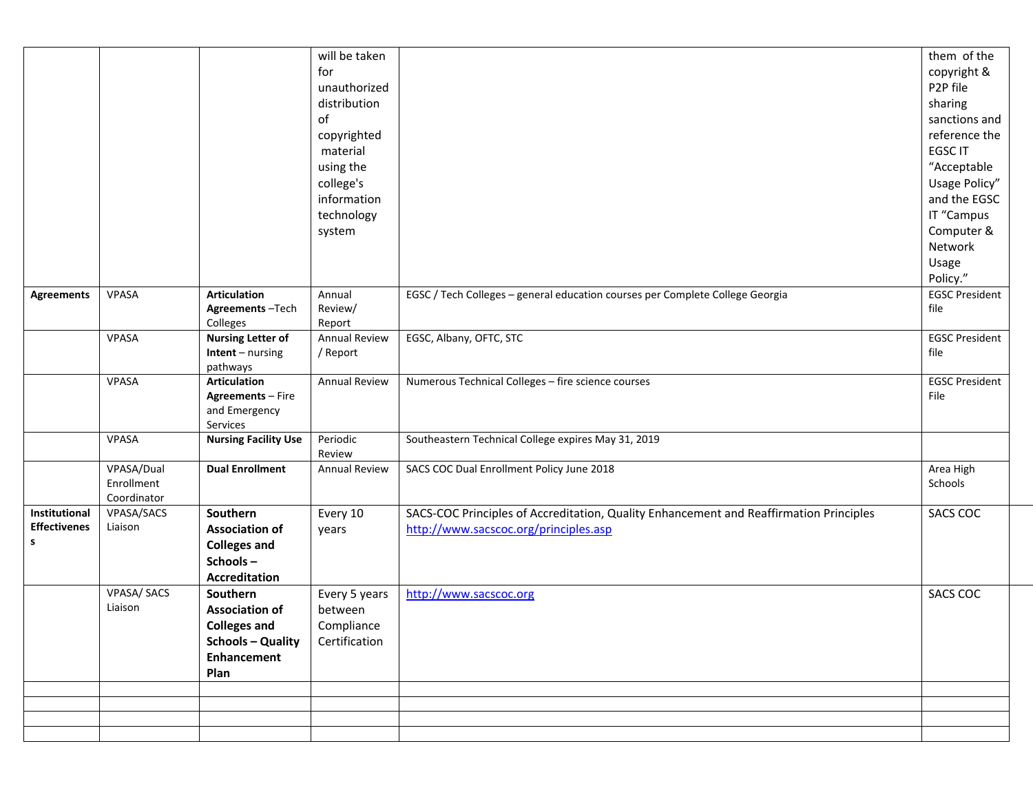| | | | | | |
|---|---|---|---|---|---|
| | | | will be taken for unauthorized distribution of copyrighted material using the college's information technology system | | them of the copyright & P2P file sharing sanctions and reference the EGSC IT "Acceptable Usage Policy" and the EGSC IT "Campus Computer & Network Usage Policy." |
| **Agreements** | VPASA | **Articulation Agreements** –Tech Colleges | Annual Review/ Report | EGSC / Tech Colleges – general education courses per Complete College Georgia | EGSC President file |
| | VPASA | **Nursing Letter of Intent** – nursing pathways | Annual Review / Report | EGSC, Albany, OFTC, STC | EGSC President file |
| | VPASA | **Articulation Agreements** – Fire and Emergency Services | Annual Review | Numerous Technical Colleges – fire science courses | EGSC President File |
| | VPASA | **Nursing Facility Use** | Periodic Review | Southeastern Technical College expires May 31, 2019 | |
| | VPASA/Dual Enrollment Coordinator | **Dual Enrollment** | Annual Review | SACS COC Dual Enrollment Policy June 2018 | Area High Schools |
| **Institutional Effectivenes s** | VPASA/SACS Liaison | **Southern Association of Colleges and Schools – Accreditation** | Every 10 years | SACS-COC Principles of Accreditation, Quality Enhancement and Reaffirmation Principles http://www.sacscoc.org/principles.asp | SACS COC |
| | VPASA/ SACS Liaison | **Southern Association of Colleges and Schools – Quality Enhancement Plan** | Every 5 years between Compliance Certification | http://www.sacscoc.org | SACS COC |
| | | | | | |
| | | | | | |
| | | | | | |
| | | | | | |